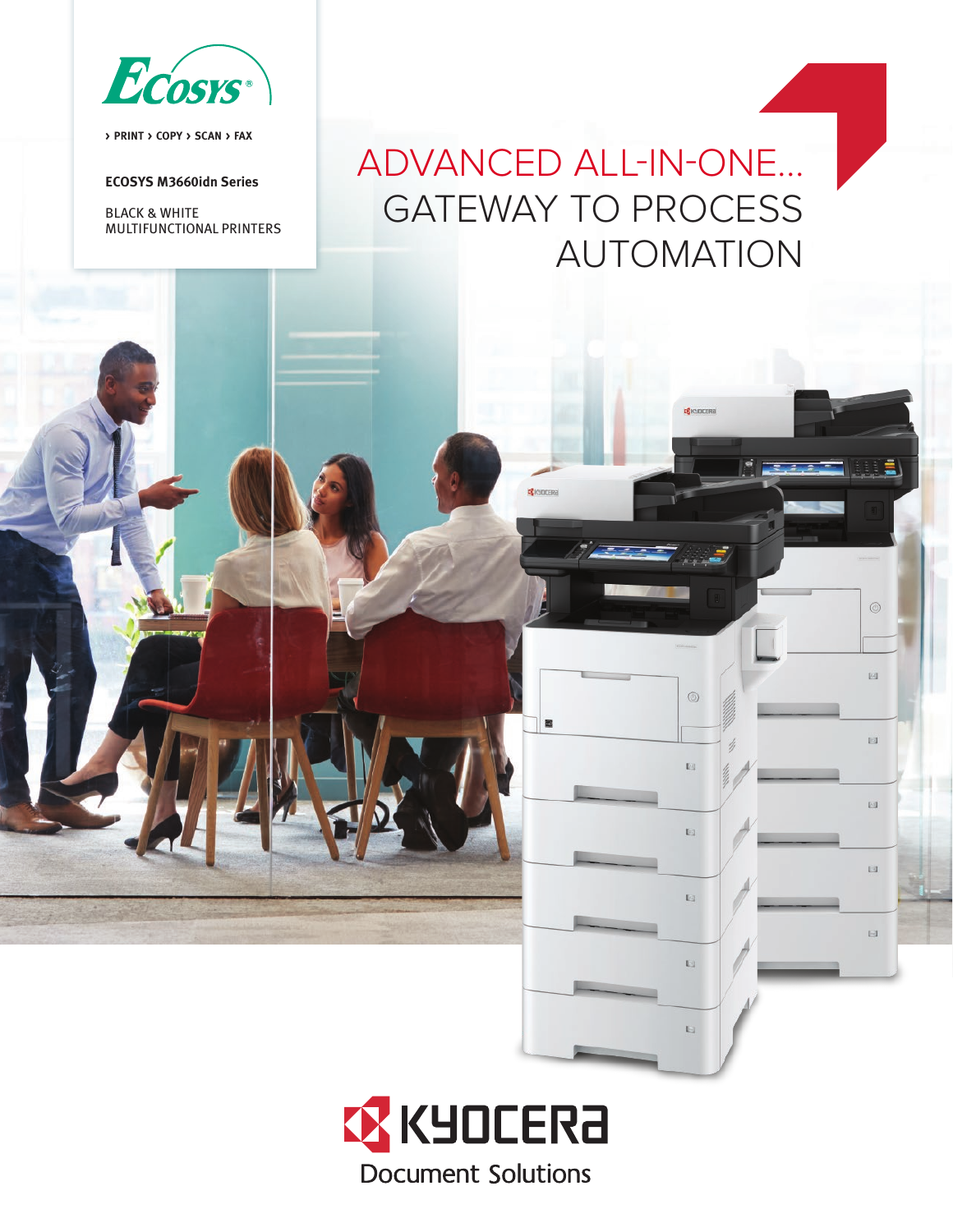ECOSYS®

› PRINT › COPY › SCAN › FAX

**ECOSYS M3660idn Series**

BLACK & WHITE
MULTIFUNCTIONAL PRINTERS

# ADVANCED ALL-IN-ONE... GATEWAY TO PROCESS AUTOMATION

KYOCERA
Document Solutions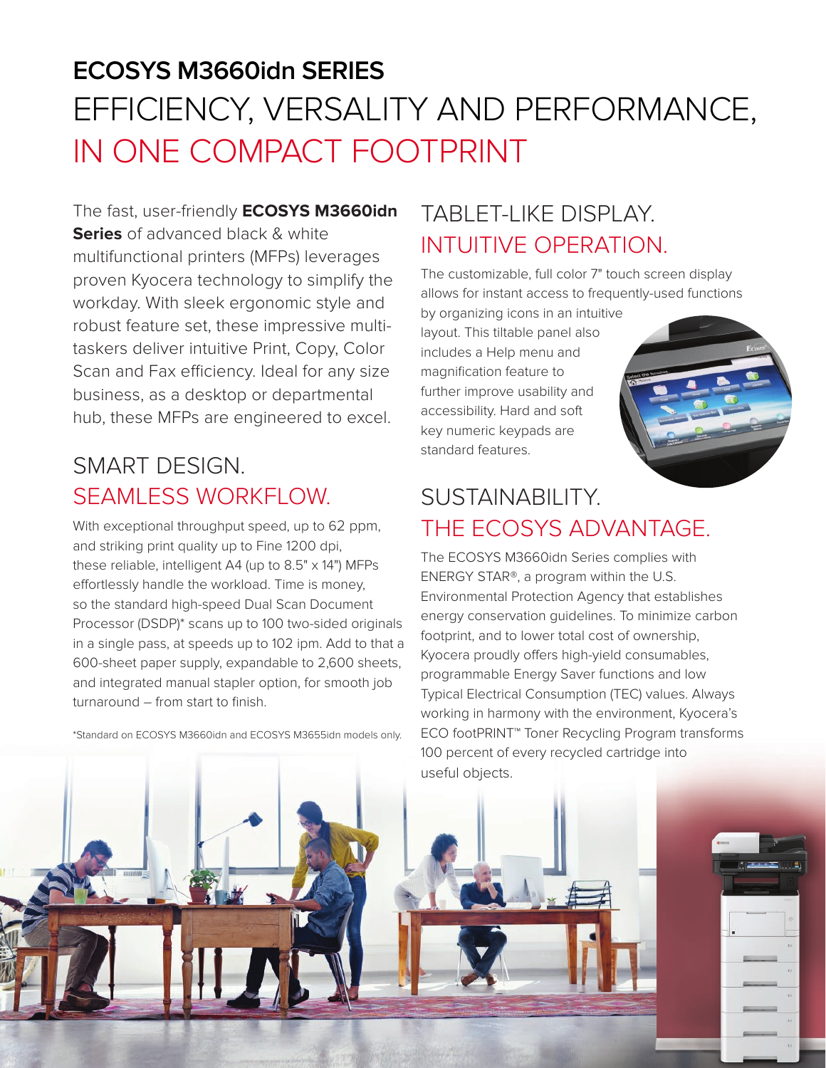# ECOSYS M3660idn SERIES

## EFFICIENCY, VERSALITY AND PERFORMANCE, IN ONE COMPACT FOOTPRINT

The fast, user-friendly **ECOSYS M3660idn Series** of advanced black & white multifunctional printers (MFPs) leverages proven Kyocera technology to simplify the workday. With sleek ergonomic style and robust feature set, these impressive multi-taskers deliver intuitive Print, Copy, Color Scan and Fax efficiency. Ideal for any size business, as a desktop or departmental hub, these MFPs are engineered to excel.

## SMART DESIGN. SEAMLESS WORKFLOW.

With exceptional throughput speed, up to 62 ppm, and striking print quality up to Fine 1200 dpi, these reliable, intelligent A4 (up to 8.5" x 14") MFPs effortlessly handle the workload. Time is money, so the standard high-speed Dual Scan Document Processor (DSDP)* scans up to 100 two-sided originals in a single pass, at speeds up to 102 ipm. Add to that a 600-sheet paper supply, expandable to 2,600 sheets, and integrated manual stapler option, for smooth job turnaround – from start to finish.

*Standard on ECOSYS M3660idn and ECOSYS M3655idn models only.

## TABLET-LIKE DISPLAY. INTUITIVE OPERATION.

The customizable, full color 7" touch screen display allows for instant access to frequently-used functions by organizing icons in an intuitive layout. This tiltable panel also includes a Help menu and magnification feature to further improve usability and accessibility. Hard and soft key numeric keypads are standard features.

## SUSTAINABILITY. THE ECOSYS ADVANTAGE.

The ECOSYS M3660idn Series complies with ENERGY STAR®, a program within the U.S. Environmental Protection Agency that establishes energy conservation guidelines. To minimize carbon footprint, and to lower total cost of ownership, Kyocera proudly offers high-yield consumables, programmable Energy Saver functions and low Typical Electrical Consumption (TEC) values. Always working in harmony with the environment, Kyocera's ECO footPRINT™ Toner Recycling Program transforms 100 percent of every recycled cartridge into useful objects.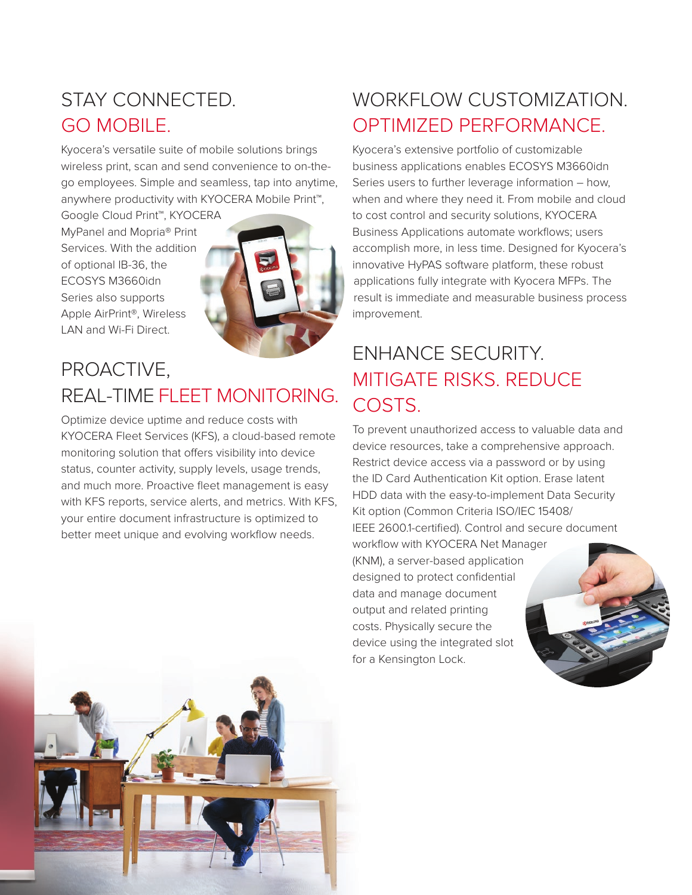## STAY CONNECTED. GO MOBILE.

Kyocera's versatile suite of mobile solutions brings wireless print, scan and send convenience to on-the-go employees. Simple and seamless, tap into anytime, anywhere productivity with KYOCERA Mobile Print™, Google Cloud Print™, KYOCERA MyPanel and Mopria® Print Services. With the addition of optional IB-36, the ECOSYS M3660idn Series also supports Apple AirPrint®, Wireless LAN and Wi-Fi Direct.

## PROACTIVE, REAL-TIME FLEET MONITORING.

Optimize device uptime and reduce costs with KYOCERA Fleet Services (KFS), a cloud-based remote monitoring solution that offers visibility into device status, counter activity, supply levels, usage trends, and much more. Proactive fleet management is easy with KFS reports, service alerts, and metrics. With KFS, your entire document infrastructure is optimized to better meet unique and evolving workflow needs.

## WORKFLOW CUSTOMIZATION. OPTIMIZED PERFORMANCE.

Kyocera's extensive portfolio of customizable business applications enables ECOSYS M3660idn Series users to further leverage information – how, when and where they need it. From mobile and cloud to cost control and security solutions, KYOCERA Business Applications automate workflows; users accomplish more, in less time. Designed for Kyocera's innovative HyPAS software platform, these robust applications fully integrate with Kyocera MFPs. The result is immediate and measurable business process improvement.

## ENHANCE SECURITY. MITIGATE RISKS. REDUCE COSTS.

To prevent unauthorized access to valuable data and device resources, take a comprehensive approach. Restrict device access via a password or by using the ID Card Authentication Kit option. Erase latent HDD data with the easy-to-implement Data Security Kit option (Common Criteria ISO/IEC 15408/ IEEE 2600.1-certified). Control and secure document workflow with KYOCERA Net Manager (KNM), a server-based application designed to protect confidential data and manage document output and related printing costs. Physically secure the device using the integrated slot for a Kensington Lock.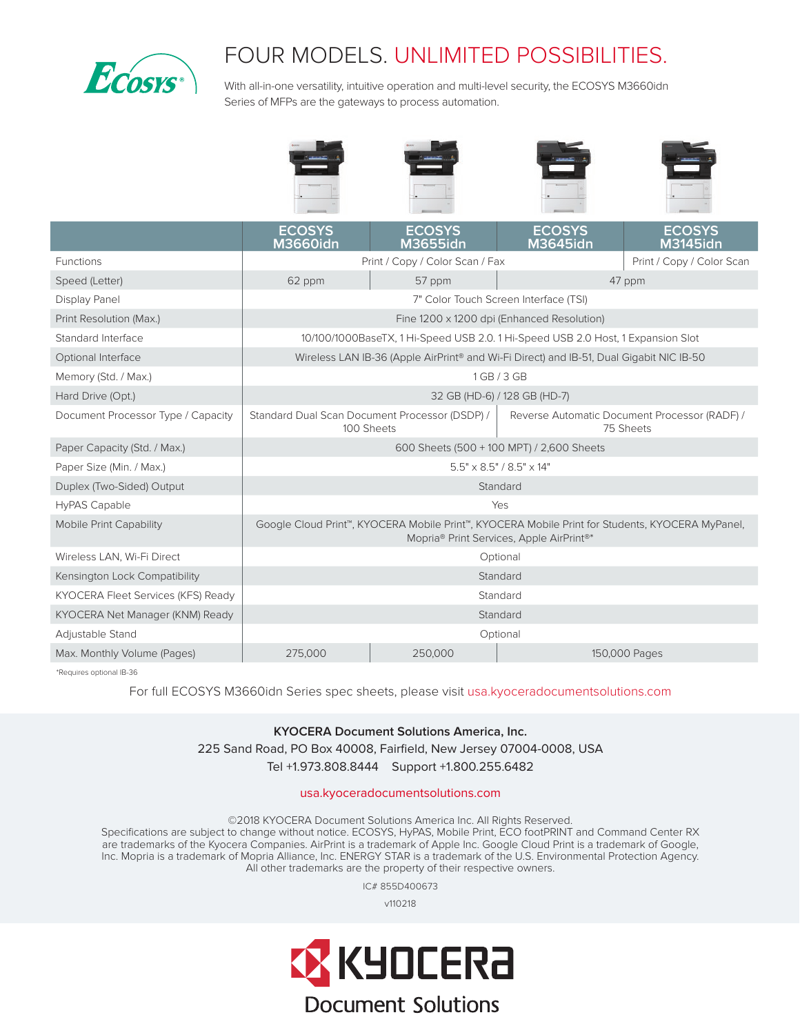# FOUR MODELS. UNLIMITED POSSIBILITIES.

With all-in-one versatility, intuitive operation and multi-level security, the ECOSYS M3660idn Series of MFPs are the gateways to process automation.

| | ECOSYS M3660idn | ECOSYS M3655idn | ECOSYS M3645idn | ECOSYS M3145idn |
|---|---|---|---|---|
| Functions | Print / Copy / Color Scan / Fax | | | Print / Copy / Color Scan |
| Speed (Letter) | 62 ppm | 57 ppm | 47 ppm | |
| Display Panel | 7" Color Touch Screen Interface (TSI) | | | |
| Print Resolution (Max.) | Fine 1200 x 1200 dpi (Enhanced Resolution) | | | |
| Standard Interface | 10/100/1000BaseTX, 1 Hi-Speed USB 2.0. 1 Hi-Speed USB 2.0 Host, 1 Expansion Slot | | | |
| Optional Interface | Wireless LAN IB-36 (Apple AirPrint® and Wi-Fi Direct) and IB-51, Dual Gigabit NIC IB-50 | | | |
| Memory (Std. / Max.) | 1 GB / 3 GB | | | |
| Hard Drive (Opt.) | 32 GB (HD-6) / 128 GB (HD-7) | | | |
| Document Processor Type / Capacity | Standard Dual Scan Document Processor (DSDP) / 100 Sheets | | Reverse Automatic Document Processor (RADF) / 75 Sheets | |
| Paper Capacity (Std. / Max.) | 600 Sheets (500 + 100 MPT) / 2,600 Sheets | | | |
| Paper Size (Min. / Max.) | 5.5" x 8.5" / 8.5" x 14" | | | |
| Duplex (Two-Sided) Output | Standard | | | |
| HyPAS Capable | Yes | | | |
| Mobile Print Capability | Google Cloud Print™, KYOCERA Mobile Print™, KYOCERA Mobile Print for Students, KYOCERA MyPanel, Mopria® Print Services, Apple AirPrint®* | | | |
| Wireless LAN, Wi-Fi Direct | Optional | | | |
| Kensington Lock Compatibility | Standard | | | |
| KYOCERA Fleet Services (KFS) Ready | Standard | | | |
| KYOCERA Net Manager (KNM) Ready | Standard | | | |
| Adjustable Stand | Optional | | | |
| Max. Monthly Volume (Pages) | 275,000 | 250,000 | 150,000 Pages | |

*Requires optional IB-36

For full ECOSYS M3660idn Series spec sheets, please visit usa.kyoceradocumentsolutions.com

**KYOCERA Document Solutions America, Inc.**
225 Sand Road, PO Box 40008, Fairfield, New Jersey 07004-0008, USA
Tel +1.973.808.8444 Support +1.800.255.6482

usa.kyoceradocumentsolutions.com

©2018 KYOCERA Document Solutions America Inc. All Rights Reserved.
Specifications are subject to change without notice. ECOSYS, HyPAS, Mobile Print, ECO footPRINT and Command Center RX are trademarks of the Kyocera Companies. AirPrint is a trademark of Apple Inc. Google Cloud Print is a trademark of Google, Inc. Mopria is a trademark of Mopria Alliance, Inc. ENERGY STAR is a trademark of the U.S. Environmental Protection Agency. All other trademarks are the property of their respective owners.

IC# 855D400673

v110218

KYOCERA Document Solutions